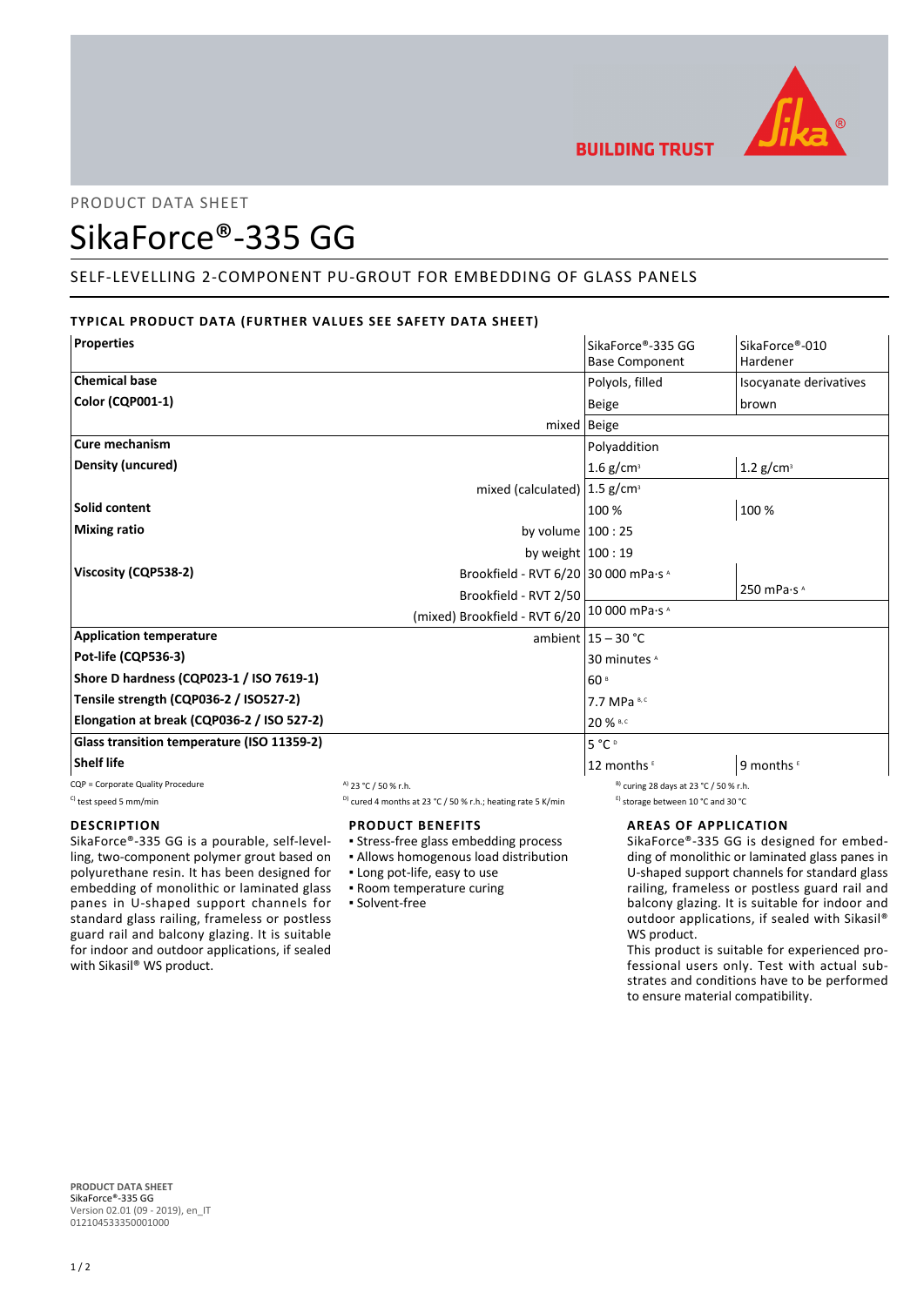PRODUCT DATA SHEET

# SikaForce®-335 GG

## SELF-LEVELLING 2-COMPONENT PU-GROUT FOR EMBEDDING OF GLASS PANELS

### TYPICAL PRODUCT DATA (FURTHER VALUES SEE SAFETY DATA SHEET)

| Properties | | SikaForce®-335 GG Base Component | SikaForce®-010 Hardener |
|---|---|---|---|
| Chemical base | | Polyols, filled | Isocyanate derivatives |
| Color (CQP001-1) | | Beige | brown |
| | mixed | Beige | |
| Cure mechanism | | Polyaddition | |
| Density (uncured) | | 1.6 g/cm³ | 1.2 g/cm³ |
| | mixed (calculated) | 1.5 g/cm³ | |
| Solid content | | 100 % | 100 % |
| Mixing ratio | by volume | 100 : 25 | |
| | by weight | 100 : 19 | |
| Viscosity (CQP538-2) | Brookfield - RVT 6/20 | 30 000 mPa·s [A] | |
| | Brookfield - RVT 2/50 | | 250 mPa·s [A] |
| | (mixed) Brookfield - RVT 6/20 | 10 000 mPa·s [A] | |
| Application temperature | ambient | 15 – 30 °C | |
| Pot-life (CQP536-3) | | 30 minutes [A] | |
| Shore D hardness (CQP023-1 / ISO 7619-1) | | 60 [B] | |
| Tensile strength (CQP036-2 / ISO527-2) | | 7.7 MPa [B, C] | |
| Elongation at break (CQP036-2 / ISO 527-2) | | 20 % [B, C] | |
| Glass transition temperature (ISO 11359-2) | | 5 °C [D] | |
| Shelf life | | 12 months [E] | 9 months [E] |

CQP = Corporate Quality Procedure
A) 23 °C / 50 % r.h.
B) curing 28 days at 23 °C / 50 % r.h.
C) test speed 5 mm/min
D) cured 4 months at 23 °C / 50 % r.h.; heating rate 5 K/min
E) storage between 10 °C and 30 °C

### DESCRIPTION

SikaForce®-335 GG is a pourable, self-levelling, two-component polymer grout based on polyurethane resin. It has been designed for embedding of monolithic or laminated glass panes in U-shaped support channels for standard glass railing, frameless or postless guard rail and balcony glazing. It is suitable for indoor and outdoor applications, if sealed with Sikasil® WS product.

### PRODUCT BENEFITS

- Stress-free glass embedding process
- Allows homogenous load distribution
- Long pot-life, easy to use
- Room temperature curing
- Solvent-free

### AREAS OF APPLICATION

SikaForce®-335 GG is designed for embedding of monolithic or laminated glass panes in U-shaped support channels for standard glass railing, frameless or postless guard rail and balcony glazing. It is suitable for indoor and outdoor applications, if sealed with Sikasil® WS product.

This product is suitable for experienced professional users only. Test with actual substrates and conditions have to be performed to ensure material compatibility.

**PRODUCT DATA SHEET**
SikaForce®-335 GG
Version 02.01 (09 - 2019), en_IT
012104533350001000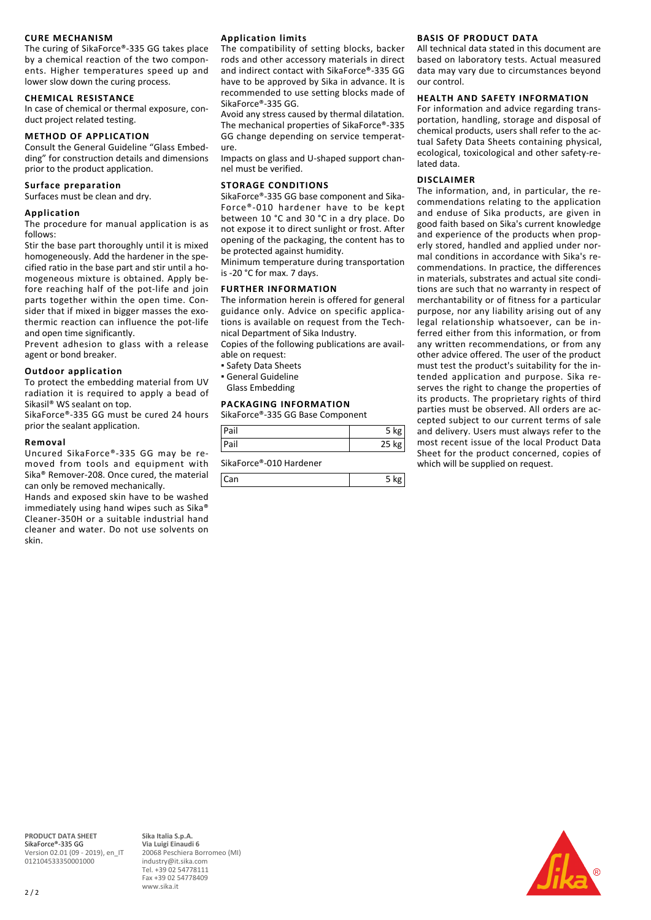## CURE MECHANISM

The curing of SikaForce®-335 GG takes place by a chemical reaction of the two components. Higher temperatures speed up and lower slow down the curing process.

## CHEMICAL RESISTANCE

In case of chemical or thermal exposure, conduct project related testing.

## METHOD OF APPLICATION

Consult the General Guideline "Glass Embedding" for construction details and dimensions prior to the product application.

### Surface preparation

Surfaces must be clean and dry.

### Application

The procedure for manual application is as follows:

Stir the base part thoroughly until it is mixed homogeneously. Add the hardener in the specified ratio in the base part and stir until a homogeneous mixture is obtained. Apply before reaching half of the pot-life and join parts together within the open time. Consider that if mixed in bigger masses the exothermic reaction can influence the pot-life and open time significantly.

Prevent adhesion to glass with a release agent or bond breaker.

### Outdoor application

To protect the embedding material from UV radiation it is required to apply a bead of Sikasil® WS sealant on top.

SikaForce®-335 GG must be cured 24 hours prior the sealant application.

### Removal

Uncured SikaForce®-335 GG may be removed from tools and equipment with Sika® Remover-208. Once cured, the material can only be removed mechanically.

Hands and exposed skin have to be washed immediately using hand wipes such as Sika® Cleaner-350H or a suitable industrial hand cleaner and water. Do not use solvents on skin.

### Application limits

The compatibility of setting blocks, backer rods and other accessory materials in direct and indirect contact with SikaForce®-335 GG have to be approved by Sika in advance. It is recommended to use setting blocks made of SikaForce®-335 GG.

Avoid any stress caused by thermal dilatation. The mechanical properties of SikaForce®-335 GG change depending on service temperature.

Impacts on glass and U-shaped support channel must be verified.

## STORAGE CONDITIONS

SikaForce®-335 GG base component and SikaForce®-010 hardener have to be kept between 10 °C and 30 °C in a dry place. Do not expose it to direct sunlight or frost. After opening of the packaging, the content has to be protected against humidity.

Minimum temperature during transportation is -20 °C for max. 7 days.

## FURTHER INFORMATION

The information herein is offered for general guidance only. Advice on specific applications is available on request from the Technical Department of Sika Industry.

Copies of the following publications are available on request:

- Safety Data Sheets
- General Guideline Glass Embedding

## PACKAGING INFORMATION

SikaForce®-335 GG Base Component

| | |
|---|---|
| Pail | 5 kg |
| Pail | 25 kg |

SikaForce®-010 Hardener

| | |
|---|---|
| Can | 5 kg |

## BASIS OF PRODUCT DATA

All technical data stated in this document are based on laboratory tests. Actual measured data may vary due to circumstances beyond our control.

## HEALTH AND SAFETY INFORMATION

For information and advice regarding transportation, handling, storage and disposal of chemical products, users shall refer to the actual Safety Data Sheets containing physical, ecological, toxicological and other safety-related data.

## DISCLAIMER

The information, and, in particular, the recommendations relating to the application and enduse of Sika products, are given in good faith based on Sika's current knowledge and experience of the products when properly stored, handled and applied under normal conditions in accordance with Sika's recommendations. In practice, the differences in materials, substrates and actual site conditions are such that no warranty in respect of merchantability or of fitness for a particular purpose, nor any liability arising out of any legal relationship whatsoever, can be inferred either from this information, or from any written recommendations, or from any other advice offered. The user of the product must test the product's suitability for the intended application and purpose. Sika reserves the right to change the properties of its products. The proprietary rights of third parties must be observed. All orders are accepted subject to our current terms of sale and delivery. Users must always refer to the most recent issue of the local Product Data Sheet for the product concerned, copies of which will be supplied on request.

**PRODUCT DATA SHEET**
SikaForce®-335 GG
Version 02.01 (09 - 2019), en_IT
012104533350001000

**Sika Italia S.p.A.**
**Via Luigi Einaudi 6**
20068 Peschiera Borromeo (MI)
industry@it.sika.com
Tel. +39 02 54778111
Fax +39 02 54778409
www.sika.it